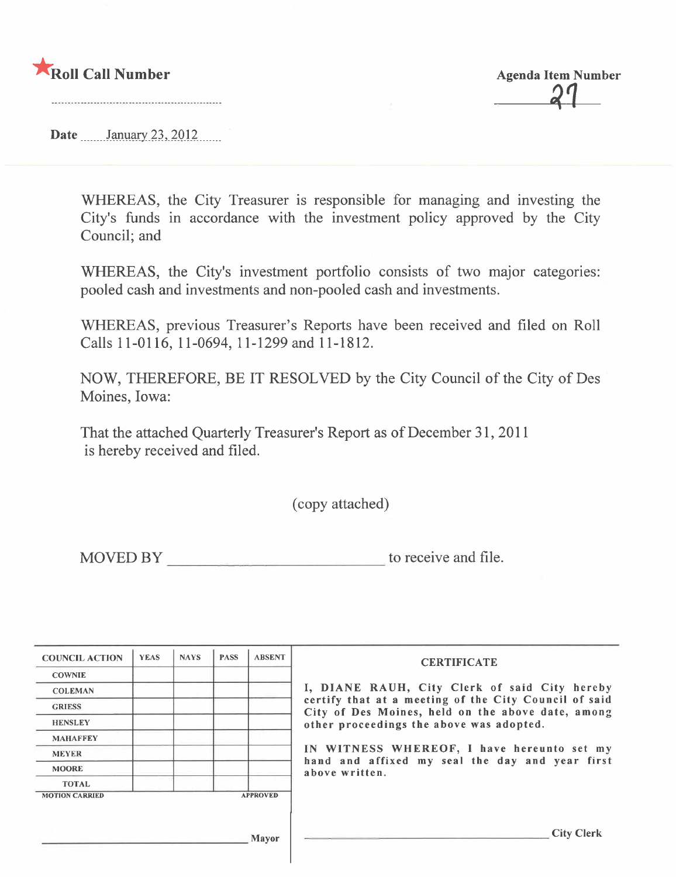★**Roll Call Number** ..............................

**Agenda Item Number** 27

**Date** January 23, 2012

WHEREAS, the City Treasurer is responsible for managing and investing the City's funds in accordance with the investment policy approved by the City Council; and

WHEREAS, the City's investment portfolio consists of two major categories: pooled cash and investments and non-pooled cash and investments.

WHEREAS, previous Treasurer's Reports have been received and filed on Roll Calls 11-0116, 11-0694, 11-1299 and 11-1812.

NOW, THEREFORE, BE IT RESOLVED by the City Council of the City of Des Moines, Iowa:

That the attached Quarterly Treasurer's Report as of December 31, 2011 is hereby received and filed.

(copy attached)

MOVED BY ______________________________ to receive and file.

| COUNCIL ACTION | YEAS | NAYS | PASS | ABSENT |
| --- | --- | --- | --- | --- |
| COWNIE | | | | |
| COLEMAN | | | | |
| GRIESS | | | | |
| HENSLEY | | | | |
| MAHAFFEY | | | | |
| MEYER | | | | |
| MOORE | | | | |
| TOTAL | | | | |

MOTION CARRIED                                                  APPROVED

______________________________ Mayor

**CERTIFICATE**

I, DIANE RAUH, City Clerk of said City hereby certify that at a meeting of the City Council of said City of Des Moines, held on the above date, among other proceedings the above was adopted.

IN WITNESS WHEREOF, I have hereunto set my hand and affixed my seal the day and year first above written.

______________________________ City Clerk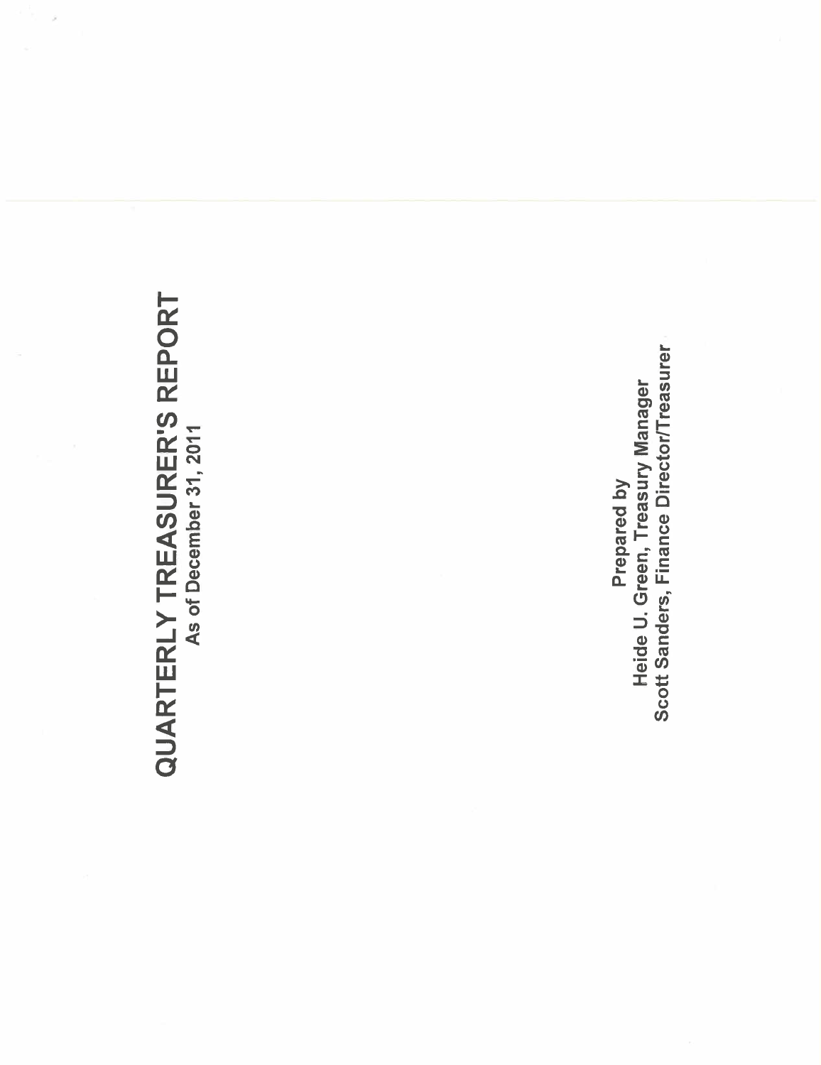# QUARTERLY TREASURER'S REPORT

As of December 31, 2011

Prepared by
Heide U. Green, Treasury Manager
Scott Sanders, Finance Director/Treasurer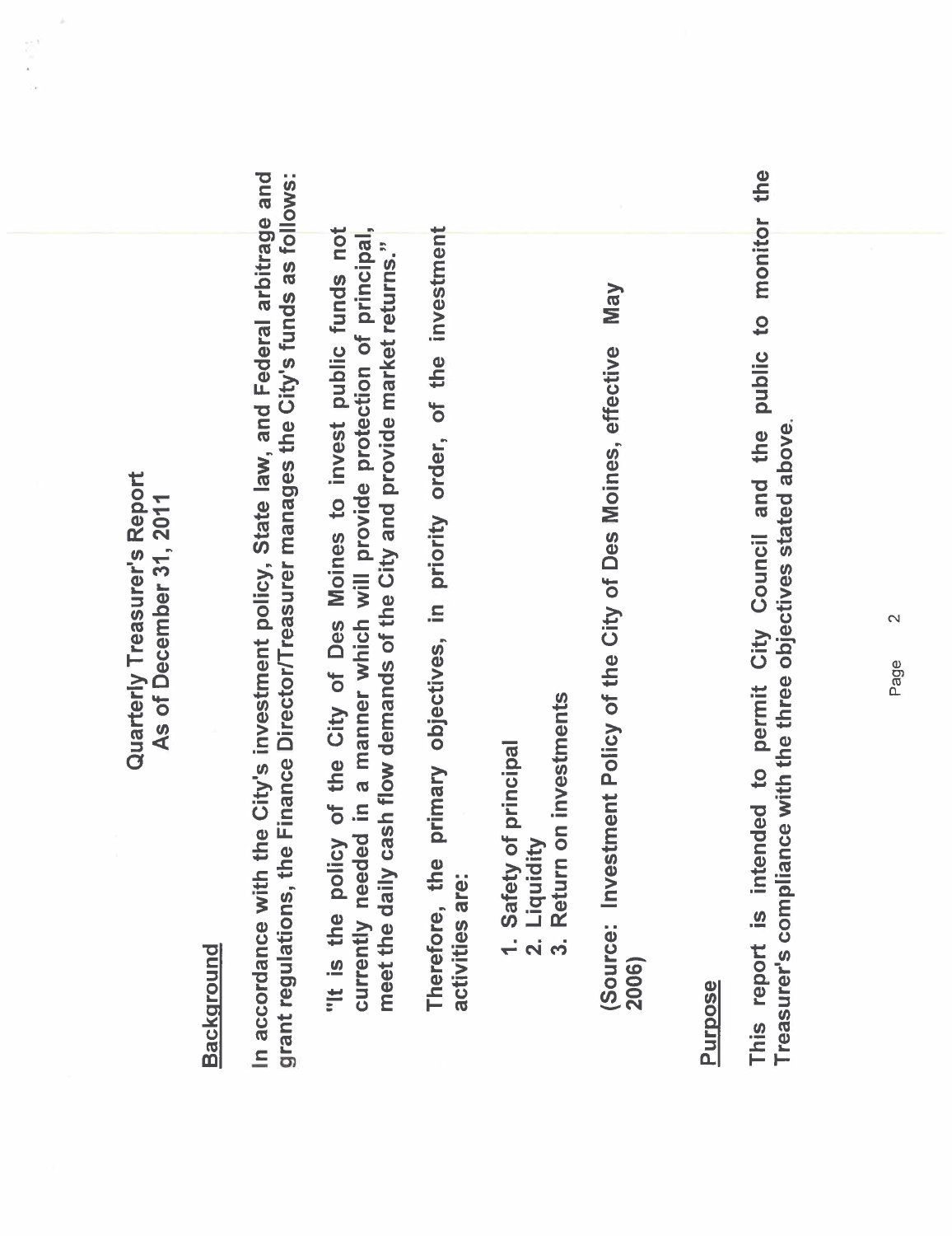# Quarterly Treasurer's Report
## As of December 31, 2011

### Background

In accordance with the City's investment policy, State law, and Federal arbitrage and grant regulations, the Finance Director/Treasurer manages the City's funds as follows:

"It is the policy of the City of Des Moines to invest public funds not currently needed in a manner which will provide protection of principal, meet the daily cash flow demands of the City and provide market returns."

Therefore, the primary objectives, in priority order, of the investment activities are:

1. Safety of principal
2. Liquidity
3. Return on investments

(Source: Investment Policy of the City of Des Moines, effective May 2006)

### Purpose

This report is intended to permit City Council and the public to monitor the Treasurer's compliance with the three objectives stated above.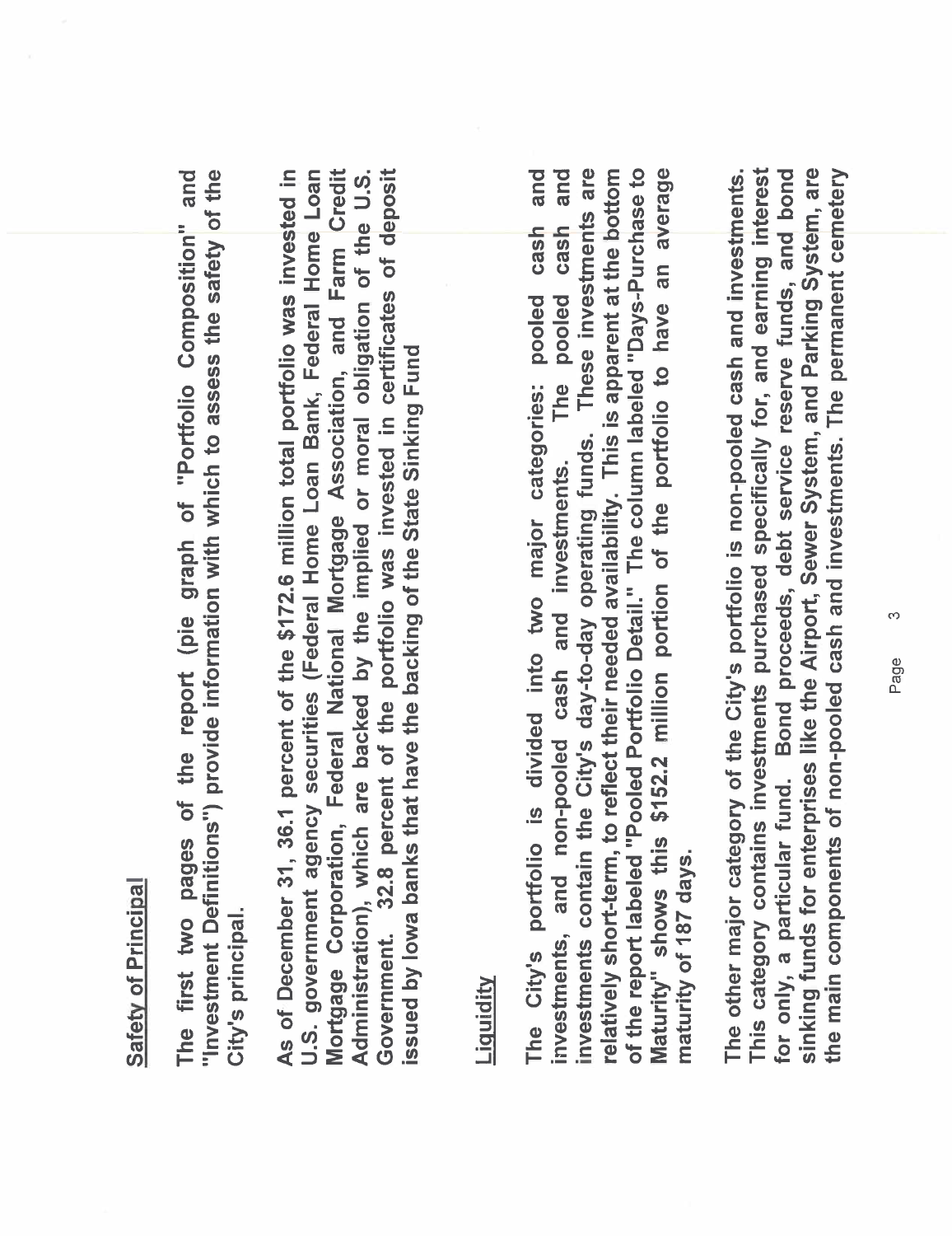## Safety of Principal

The first two pages of the report (pie graph of "Portfolio Composition" and "Investment Definitions") provide information with which to assess the safety of the City's principal.

As of December 31, 36.1 percent of the $172.6 million total portfolio was invested in U.S. government agency securities (Federal Home Loan Bank, Federal Home Loan Mortgage Corporation, Federal National Mortgage Association, and Farm Credit Administration), which are backed by the implied or moral obligation of the U.S. Government. 32.8 percent of the portfolio was invested in certificates of deposit issued by Iowa banks that have the backing of the State Sinking Fund

## Liquidity

The City's portfolio is divided into two major categories: pooled cash and investments, and non-pooled cash and investments. The pooled cash and investments contain the City's day-to-day operating funds. These investments are relatively short-term, to reflect their needed availability. This is apparent at the bottom of the report labeled "Pooled Portfolio Detail." The column labeled "Days-Purchase to Maturity" shows this $152.2 million portion of the portfolio to have an average maturity of 187 days.

The other major category of the City's portfolio is non-pooled cash and investments. This category contains investments purchased specifically for, and earning interest for only, a particular fund. Bond proceeds, debt service reserve funds, and bond sinking funds for enterprises like the Airport, Sewer System, and Parking System, are the main components of non-pooled cash and investments. The permanent cemetery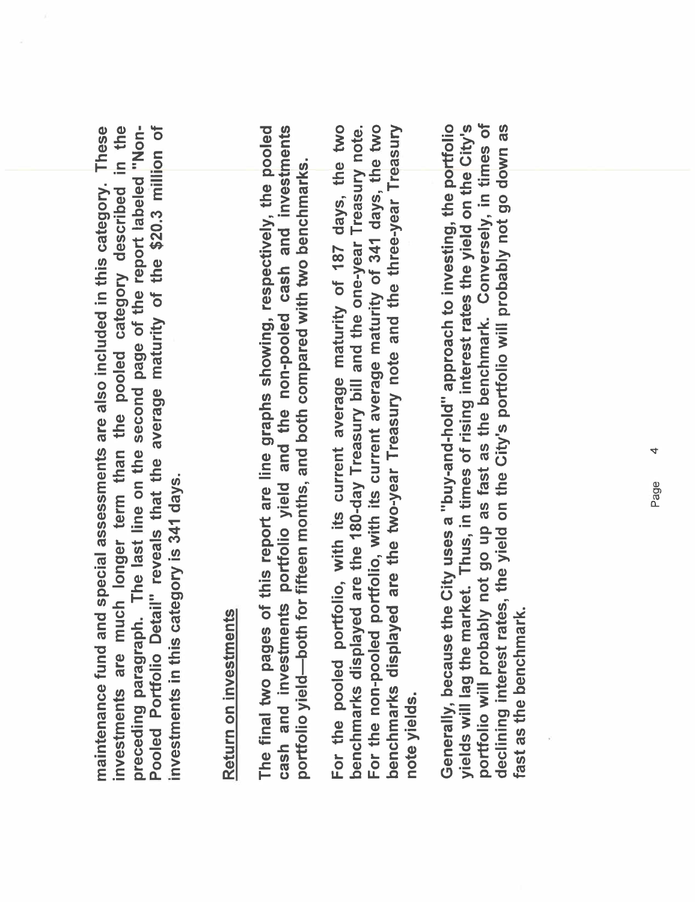maintenance fund and special assessments are also included in this category. These investments are much longer term than the pooled category described in the preceding paragraph. The last line on the second page of the report labeled "Non-Pooled Portfolio Detail" reveals that the average maturity of the $20.3 million of investments in this category is 341 days.

## Return on investments

The final two pages of this report are line graphs showing, respectively, the pooled cash and investments portfolio yield and the non-pooled cash and investments portfolio yield—both for fifteen months, and both compared with two benchmarks.

For the pooled portfolio, with its current average maturity of 187 days, the two benchmarks displayed are the 180-day Treasury bill and the one-year Treasury note. For the non-pooled portfolio, with its current average maturity of 341 days, the two benchmarks displayed are the two-year Treasury note and the three-year Treasury note yields.

Generally, because the City uses a "buy-and-hold" approach to investing, the portfolio yields will lag the market. Thus, in times of rising interest rates the yield on the City's portfolio will probably not go up as fast as the benchmark. Conversely, in times of declining interest rates, the yield on the City's portfolio will probably not go down as fast as the benchmark.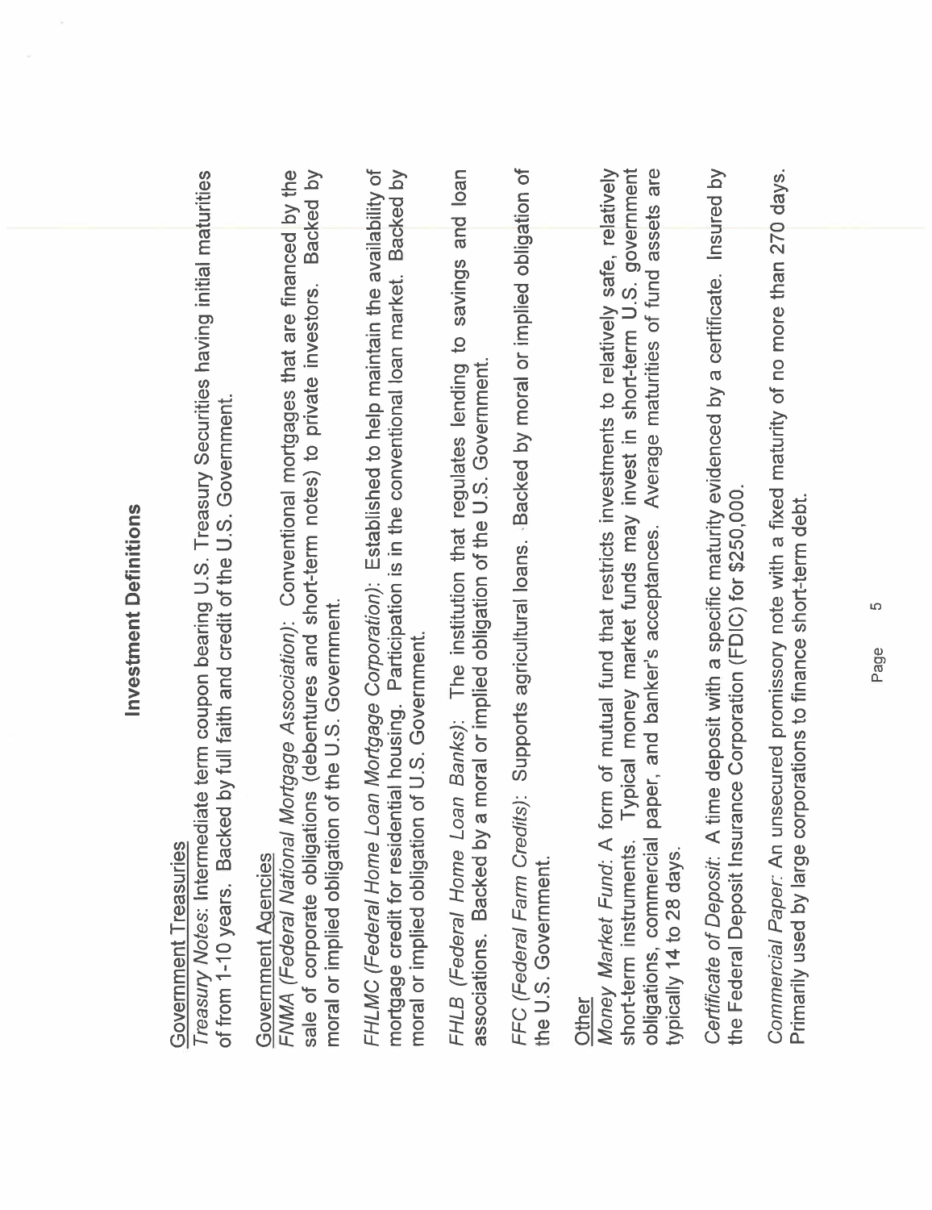# Investment Definitions

Government Treasuries

*Treasury Notes*: Intermediate term coupon bearing U.S. Treasury Securities having initial maturities of from 1-10 years. Backed by full faith and credit of the U.S. Government.

Government Agencies

*FNMA (Federal National Mortgage Association)*: Conventional mortgages that are financed by the sale of corporate obligations (debentures and short-term notes) to private investors. Backed by moral or implied obligation of the U.S. Government.

*FHLMC (Federal Home Loan Mortgage Corporation)*: Established to help maintain the availability of mortgage credit for residential housing. Participation is in the conventional loan market. Backed by moral or implied obligation of U.S. Government.

*FHLB (Federal Home Loan Banks)*: The institution that regulates lending to savings and loan associations. Backed by a moral or implied obligation of the U.S. Government.

*FFC (Federal Farm Credits)*: Supports agricultural loans. Backed by moral or implied obligation of the U.S. Government.

Other

*Money Market Fund*: A form of mutual fund that restricts investments to relatively safe, relatively short-term instruments. Typical money market funds may invest in short-term U.S. government obligations, commercial paper, and banker's acceptances. Average maturities of fund assets are typically 14 to 28 days.

*Certificate of Deposit*: A time deposit with a specific maturity evidenced by a certificate. Insured by the Federal Deposit Insurance Corporation (FDIC) for $250,000.

*Commercial Paper*: An unsecured promissory note with a fixed maturity of no more than 270 days. Primarily used by large corporations to finance short-term debt.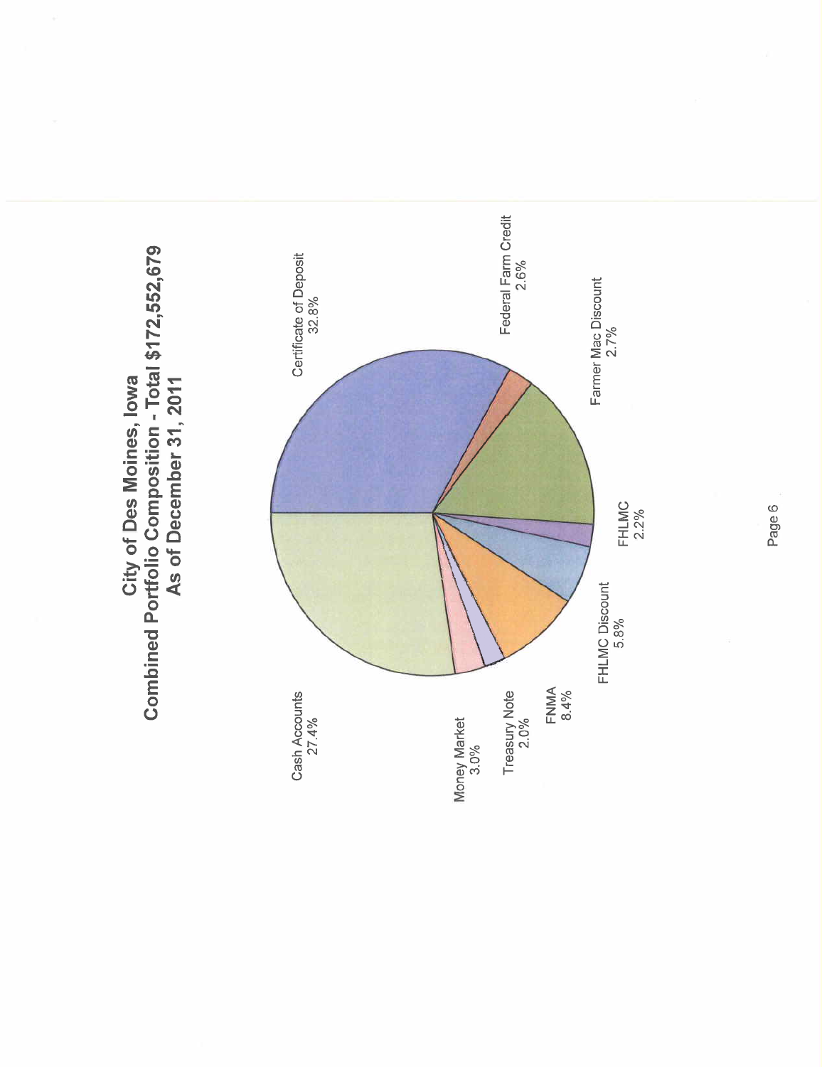# City of Des Moines, Iowa
## Combined Portfolio Composition - Total $172,552,679
## As of December 31, 2011

| Category | Percentage |
|---|---|
| Certificate of Deposit | 32.8% |
| Federal Farm Credit | 2.6% |
| Farmer Mac Discount | 2.7% |
| FHLMC | 2.2% |
| FHLMC Discount | 5.8% |
| FNMA | 8.4% |
| Treasury Note | 2.0% |
| Money Market | 3.0% |
| Cash Accounts | 27.4% |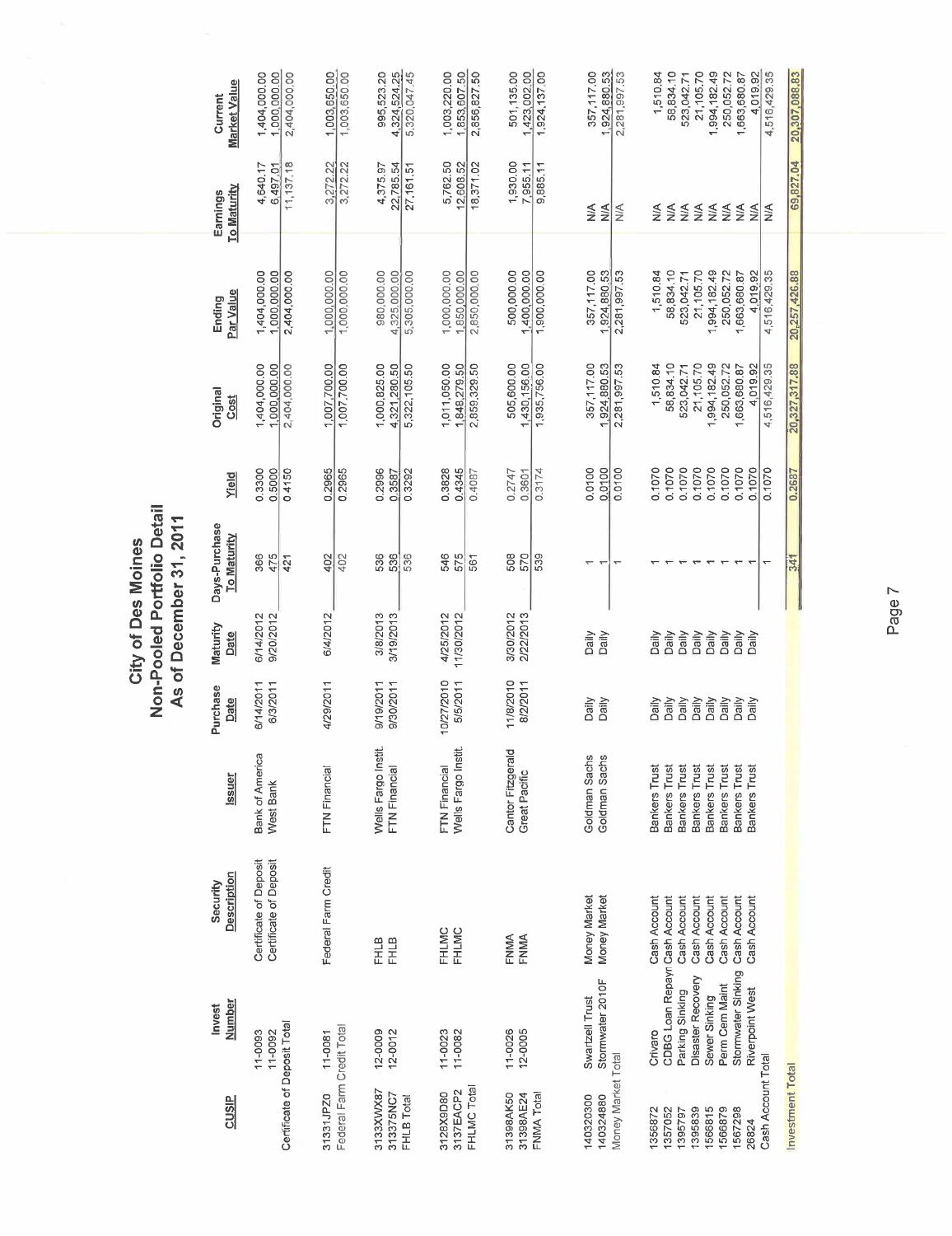# City of Des Moines
## Non-Pooled Portfolio Detail
### As of December 31, 2011

| CUSIP | Invest Number | Security Description | Issuer | Purchase Date | Maturity Date | Days-Purchase To Maturity | Yield | Original Cost | Ending Par Value | Earnings To Maturity | Current Market Value |
|---|---|---|---|---|---|---|---|---|---|---|---|
| | 11-0093 | Certificate of Deposit | Bank of America | 6/14/2011 | 6/14/2012 | 366 | 0.3300 | 1,404,000.00 | 1,404,000.00 | 4,640.17 | 1,404,000.00 |
| | 11-0092 | Certificate of Deposit | West Bank | 6/3/2011 | 9/20/2012 | 475 | 0.5000 | 1,000,000.00 | 1,000,000.00 | 6,497.01 | 1,000,000.00 |
| Certificate of Deposit Total | | | | | | 421 | 0.4150 | 2,404,000.00 | 2,404,000.00 | 11,137.18 | 2,404,000.00 |
| 31331JPZ0 | 11-0081 | Federal Farm Credit | FTN Financial | 4/29/2011 | 6/4/2012 | 402 | 0.2965 | 1,007,700.00 | 1,000,000.00 | 3,272.22 | 1,003,650.00 |
| Federal Farm Credit Total | | | | | | 402 | 0.2965 | 1,007,700.00 | 1,000,000.00 | 3,272.22 | 1,003,650.00 |
| 3133XWX87 | 12-0009 | FHLB | Wells Fargo Instit. | 9/19/2011 | 3/8/2013 | 536 | 0.2996 | 1,000,825.00 | 980,000.00 | 4,375.97 | 995,523.20 |
| 313375NC7 | 12-0012 | FHLB | FTN Financial | 9/30/2011 | 3/19/2013 | 536 | 0.3587 | 4,321,280.50 | 4,325,000.00 | 22,785.54 | 4,324,524.25 |
| FHLB Total | | | | | | 536 | 0.3292 | 5,322,105.50 | 5,305,000.00 | 27,161.51 | 5,320,047.45 |
| 3128X9D80 | 11-0023 | FHLMC | FTN Financial | 10/27/2010 | 4/25/2012 | 546 | 0.3828 | 1,011,050.00 | 1,000,000.00 | 5,762.50 | 1,003,220.00 |
| 3137EACP2 | 11-0082 | FHLMC | Wells Fargo Instit. | 5/5/2011 | 11/30/2012 | 575 | 0.4345 | 1,848,279.50 | 1,850,000.00 | 12,608.52 | 1,853,607.50 |
| FHLMC Total | | | | | | 561 | 0.4087 | 2,859,329.50 | 2,850,000.00 | 18,371.02 | 2,856,827.50 |
| 31398AK50 | 11-0026 | FNMA | Cantor Fitzgerald | 11/8/2010 | 3/30/2012 | 508 | 0.2747 | 505,600.00 | 500,000.00 | 1,930.00 | 501,135.00 |
| 31398AE24 | 12-0005 | FNMA | Great Pacific | 8/2/2011 | 2/22/2013 | 570 | 0.3601 | 1,430,156.00 | 1,400,000.00 | 7,955.11 | 1,423,002.00 |
| FNMA Total | | | | | | 539 | 0.3174 | 1,935,756.00 | 1,900,000.00 | 9,885.11 | 1,924,137.00 |
| 140320300 | Swartzell Trust | Money Market | Goldman Sachs | Daily | Daily | 1 | 0.0100 | 357,117.00 | 357,117.00 | N/A | 357,117.00 |
| 140324880 | Stormwater 2010F | Money Market | Goldman Sachs | Daily | Daily | 1 | 0.0100 | 1,924,880.53 | 1,924,880.53 | N/A | 1,924,880.53 |
| Money Market Total | | | | | | 1 | 0.0100 | 2,281,997.53 | 2,281,997.53 | N/A | 2,281,997.53 |
| 1356872 | Crivaro | Cash Account | Bankers Trust | Daily | Daily | 1 | 0.1070 | 1,510.84 | 1,510.84 | N/A | 1,510.84 |
| 1357052 | CDBG Loan Repayn | Cash Account | Bankers Trust | Daily | Daily | 1 | 0.1070 | 58,834.10 | 58,834.10 | N/A | 58,834.10 |
| 1395797 | Parking Sinking | Cash Account | Bankers Trust | Daily | Daily | 1 | 0.1070 | 523,042.71 | 523,042.71 | N/A | 523,042.71 |
| 1395839 | Disaster Recovery | Cash Account | Bankers Trust | Daily | Daily | 1 | 0.1070 | 21,105.70 | 21,105.70 | N/A | 21,105.70 |
| 1566815 | Sewer Sinking | Cash Account | Bankers Trust | Daily | Daily | 1 | 0.1070 | 1,994,182.49 | 1,994,182.49 | N/A | 1,994,182.49 |
| 1566879 | Perm Cem Maint | Cash Account | Bankers Trust | Daily | Daily | 1 | 0.1070 | 250,052.72 | 250,052.72 | N/A | 250,052.72 |
| 1567288 | Stormwater Sinking | Cash Account | Bankers Trust | Daily | Daily | 1 | 0.1070 | 1,663,680.87 | 1,663,680.87 | N/A | 1,663,680.87 |
| 26824 | Riverpoint West | Cash Account | Bankers Trust | Daily | Daily | 1 | 0.1070 | 4,019.92 | 4,019.92 | N/A | 4,019.92 |
| Cash Account Total | | | | | | 1 | 0.1070 | 4,516,429.35 | 4,516,429.35 | N/A | 4,516,429.35 |
| Investment Total | | | | | | 341 | 0.2687 | 20,327,317.88 | 20,257,426.88 | 69,827.04 | 20,307,088.83 |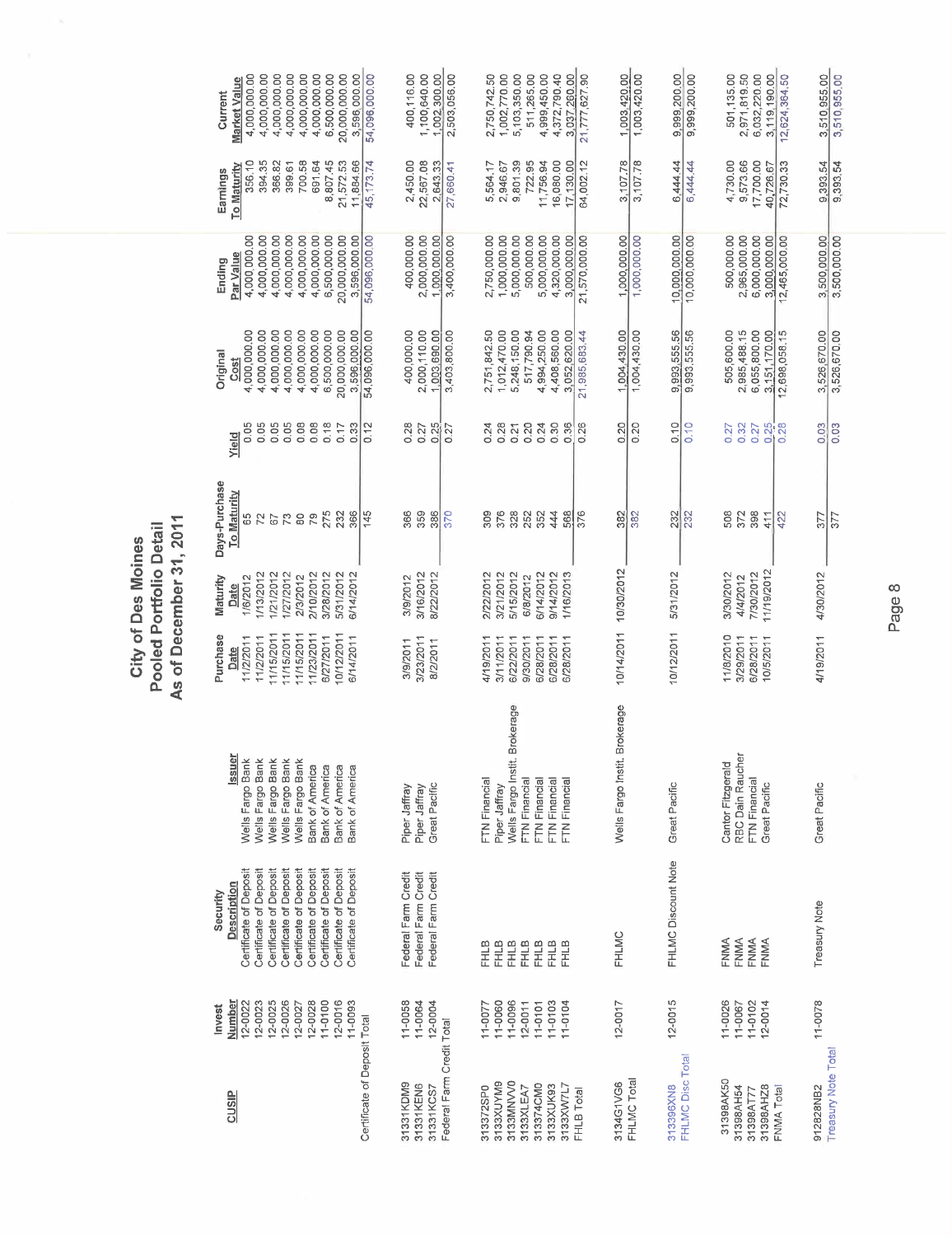# City of Des Moines
## Pooled Portfolio Detail
### As of December 31, 2011

| CUSIP | Invest Number | Security Description | Issuer | Purchase Date | Maturity Date | Days-Purchase To Maturity | Yield | Original Cost | Ending Par Value | Earnings To Maturity | Current Market Value |
|---|---|---|---|---|---|---|---|---|---|---|---|
| | 12-0022 | Certificate of Deposit | Wells Fargo Bank | 11/2/2011 | 1/6/2012 | 65 | 0.05 | 4,000,000.00 | 4,000,000.00 | 356.10 | 4,000,000.00 |
| | 12-0023 | Certificate of Deposit | Wells Fargo Bank | 11/2/2011 | 1/13/2012 | 72 | 0.05 | 4,000,000.00 | 4,000,000.00 | 394.35 | 4,000,000.00 |
| | 12-0025 | Certificate of Deposit | Wells Fargo Bank | 11/15/2011 | 1/21/2012 | 67 | 0.05 | 4,000,000.00 | 4,000,000.00 | 366.82 | 4,000,000.00 |
| | 12-0026 | Certificate of Deposit | Wells Fargo Bank | 11/15/2011 | 1/27/2012 | 73 | 0.05 | 4,000,000.00 | 4,000,000.00 | 399.61 | 4,000,000.00 |
| | 12-0027 | Certificate of Deposit | Wells Fargo Bank | 11/15/2011 | 2/3/2012 | 80 | 0.08 | 4,000,000.00 | 4,000,000.00 | 700.58 | 4,000,000.00 |
| | 12-0028 | Certificate of Deposit | Bank of America | 11/23/2011 | 2/10/2012 | 79 | 0.08 | 4,000,000.00 | 4,000,000.00 | 691.64 | 4,000,000.00 |
| | 11-0100 | Certificate of Deposit | Bank of America | 6/27/2011 | 3/28/2012 | 275 | 0.18 | 6,500,000.00 | 6,500,000.00 | 8,807.45 | 6,500,000.00 |
| | 12-0016 | Certificate of Deposit | Bank of America | 10/12/2011 | 5/31/2012 | 232 | 0.17 | 20,000,000.00 | 20,000,000.00 | 21,572.53 | 20,000,000.00 |
| | 11-0093 | Certificate of Deposit | Bank of America | 6/14/2011 | 6/14/2012 | 366 | 0.33 | 3,596,000.00 | 3,596,000.00 | 11,884.66 | 3,596,000.00 |
| Certificate of Deposit Total | | | | | | 145 | 0.12 | 54,096,000.00 | 54,096,000.00 | 45,173.74 | 54,096,000.00 |
| 31331KDM9 | 11-0058 | Federal Farm Credit | Piper Jaffray | 3/9/2011 | 3/9/2012 | 366 | 0.28 | 400,000.00 | 400,000.00 | 2,450.00 | 400,116.00 |
| 31331KEN6 | 11-0064 | Federal Farm Credit | Piper Jaffray | 3/23/2011 | 3/16/2012 | 359 | 0.27 | 2,000,110.00 | 2,000,000.00 | 22,567.08 | 1,100,640.00 |
| 31331KCS7 | 12-0004 | Federal Farm Credit | Great Pacific | 8/2/2011 | 8/22/2012 | 386 | 0.25 | 1,003,690.00 | 1,000,000.00 | 2,643.33 | 1,002,300.00 |
| Federal Farm Credit Total | | | | | | 370 | 0.27 | 3,403,800.00 | 3,400,000.00 | 27,660.41 | 2,503,056.00 |
| 313372SP0 | 11-0077 | FHLB | FTN Financial | 4/19/2011 | 2/22/2012 | 309 | 0.24 | 2,751,842.50 | 2,750,000.00 | 5,564.17 | 2,750,742.50 |
| 3133XUYM9 | 11-0060 | FHLB | Piper Jaffray | 3/11/2011 | 3/21/2012 | 376 | 0.28 | 1,012,470.00 | 1,000,000.00 | 2,946.67 | 1,002,770.00 |
| 3133MNVV0 | 11-0096 | FHLB | Wells Fargo Instit. Brokerage | 6/22/2011 | 5/15/2012 | 328 | 0.21 | 5,248,150.00 | 5,000,000.00 | 9,801.39 | 5,103,350.00 |
| 3133XLEA7 | 12-0011 | FHLB | FTN Financial | 9/30/2011 | 6/8/2012 | 252 | 0.20 | 517,790.94 | 500,000.00 | 722.95 | 511,265.00 |
| 313374CM0 | 11-0101 | FHLB | FTN Financial | 6/28/2011 | 6/14/2012 | 352 | 0.24 | 4,994,250.00 | 5,000,000.00 | 11,756.94 | 4,999,450.00 |
| 3133XUK93 | 11-0103 | FHLB | FTN Financial | 6/28/2011 | 9/14/2012 | 444 | 0.30 | 4,408,560.00 | 4,320,000.00 | 16,080.00 | 4,372,790.40 |
| 3133XW7L7 | 11-0104 | FHLB | FTN Financial | 6/28/2011 | 1/16/2013 | 568 | 0.36 | 3,052,620.00 | 3,000,000.00 | 17,130.00 | 3,037,260.00 |
| FHLB Total | | | | | | 376 | 0.26 | 21,985,683.44 | 21,570,000.00 | 64,002.12 | 21,777,627.90 |
| 3134G1VG6 | 12-0017 | FHLMC | Wells Fargo Instit. Brokerage | 10/14/2011 | 10/30/2012 | 382 | 0.20 | 1,004,430.00 | 1,000,000.00 | 3,107.78 | 1,003,420.00 |
| FHLMC Total | | | | | | 382 | 0.20 | 1,004,430.00 | 1,000,000.00 | 3,107.78 | 1,003,420.00 |
| 313396XN8 | 12-0015 | FHLMC Discount Note | Great Pacific | 10/12/2011 | 5/31/2012 | 232 | 0.10 | 9,993,555.56 | 10,000,000.00 | 6,444.44 | 9,999,200.00 |
| FHLMC Disc Total | | | | | | 232 | 0.10 | 9,993,555.56 | 10,000,000.00 | 6,444.44 | 9,999,200.00 |
| 31398AK50 | 11-0026 | FNMA | Cantor Fitzgerald | 11/8/2010 | 3/30/2012 | 508 | 0.27 | 505,600.00 | 500,000.00 | 4,730.00 | 501,135.00 |
| 31398AH54 | 11-0067 | FNMA | RBC Dain Raucher | 3/29/2011 | 4/4/2012 | 372 | 0.32 | 2,985,488.15 | 2,965,000.00 | 9,573.66 | 2,971,819.50 |
| 31398AT77 | 11-0102 | FNMA | FTN Financial | 6/28/2011 | 7/30/2012 | 398 | 0.27 | 6,055,800.00 | 6,000,000.00 | 17,700.00 | 6,032,220.00 |
| 31398AHZ8 | 12-0014 | FNMA | Great Pacific | 10/5/2011 | 11/19/2012 | 411 | 0.25 | 3,151,170.00 | 3,000,000.00 | 40,726.67 | 3,119,190.00 |
| FNMA Total | | | | | | 422 | 0.28 | 12,698,058.15 | 12,465,000.00 | 72,730.33 | 12,624,364.50 |
| 912828NB2 | 11-0078 | Treasury Note | Great Pacific | 4/19/2011 | 4/30/2012 | 377 | 0.03 | 3,526,670.00 | 3,500,000.00 | 9,393.54 | 3,510,955.00 |
| Treasury Note Total | | | | | | 377 | 0.03 | 3,526,670.00 | 3,500,000.00 | 9,393.54 | 3,510,955.00 |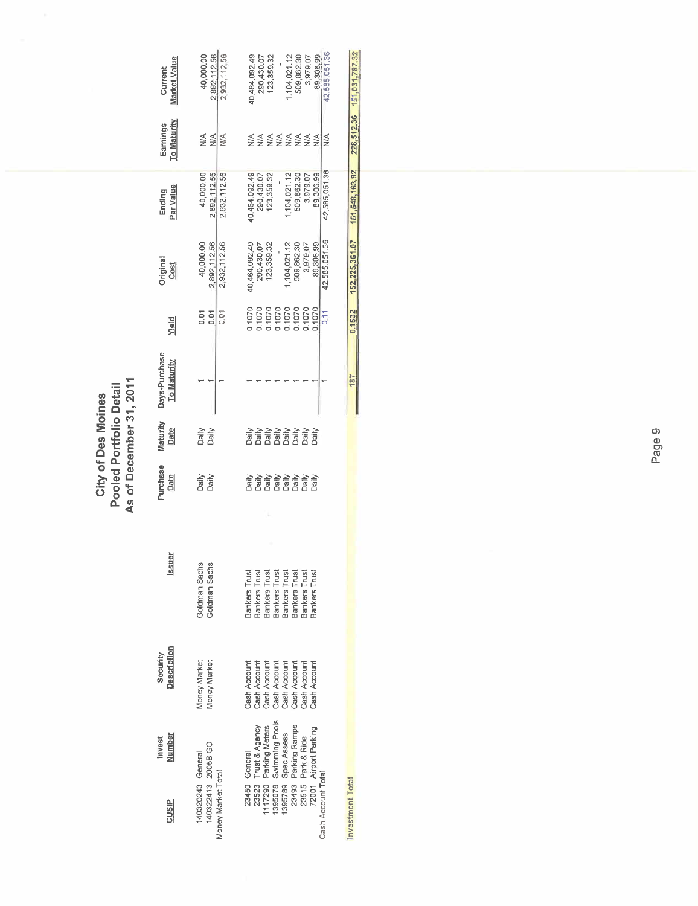# City of Des Moines
## Pooled Portfolio Detail
### As of December 31, 2011

| CUSIP | Invest Number | Security Description | Issuer | Purchase Date | Maturity Date | Days-Purchase To Maturity | Yield | Original Cost | Ending Par Value | Earnings To Maturity | Current Market Value |
|---|---|---|---|---|---|---|---|---|---|---|---|
| 140320243 | General | Money Market | Goldman Sachs | Daily | Daily | 1 | 0.01 | 40,000.00 | 40,000.00 | N/A | 40,000.00 |
| 140322413 | 2005B GO | Money Market | Goldman Sachs | Daily | Daily | 1 | 0.01 | 2,892,112.56 | 2,892,112.56 | N/A | 2,892,112.56 |
| Money Market Total | | | | | | 1 | 0.01 | 2,932,112.56 | 2,932,112.56 | N/A | 2,932,112.56 |
| 23450 | General | Cash Account | Bankers Trust | Daily | Daily | 1 | 0.1070 | 40,464,092.49 | 40,464,092.49 | N/A | 40,464,092.49 |
| 23523 | Trust & Agency | Cash Account | Bankers Trust | Daily | Daily | 1 | 0.1070 | 290,430.07 | 290,430.07 | N/A | 290,430.07 |
| 1117290 | Parking Meters | Cash Account | Bankers Trust | Daily | Daily | 1 | 0.1070 | 123,359.32 | 123,359.32 | N/A | 123,359.32 |
| 1395078 | Swimming Pools | Cash Account | Bankers Trust | Daily | Daily | 1 | 0.1070 | - | - | N/A | - |
| 1395789 | Spec Assess | Cash Account | Bankers Trust | Daily | Daily | 1 | 0.1070 | 1,104,021.12 | 1,104,021.12 | N/A | 1,104,021.12 |
| 23493 | Parking Ramps | Cash Account | Bankers Trust | Daily | Daily | 1 | 0.1070 | 509,862.30 | 509,862.30 | N/A | 509,862.30 |
| 23515 | Park & Ride | Cash Account | Bankers Trust | Daily | Daily | 1 | 0.1070 | 3,979.07 | 3,979.07 | N/A | 3,979.07 |
| 72001 | Airport Parking | Cash Account | Bankers Trust | Daily | Daily | 1 | 0.1070 | 89,306.99 | 89,306.99 | N/A | 89,306.99 |
| Cash Account Total | | | | | | 1 | 0.11 | 42,585,051.36 | 42,585,051.36 | N/A | 42,585,051.36 |
| Investment Total | | | | | | 187 | 0.1532 | 152,225,361.07 | 151,548,163.92 | 226,512.36 | 151,031,787.32 |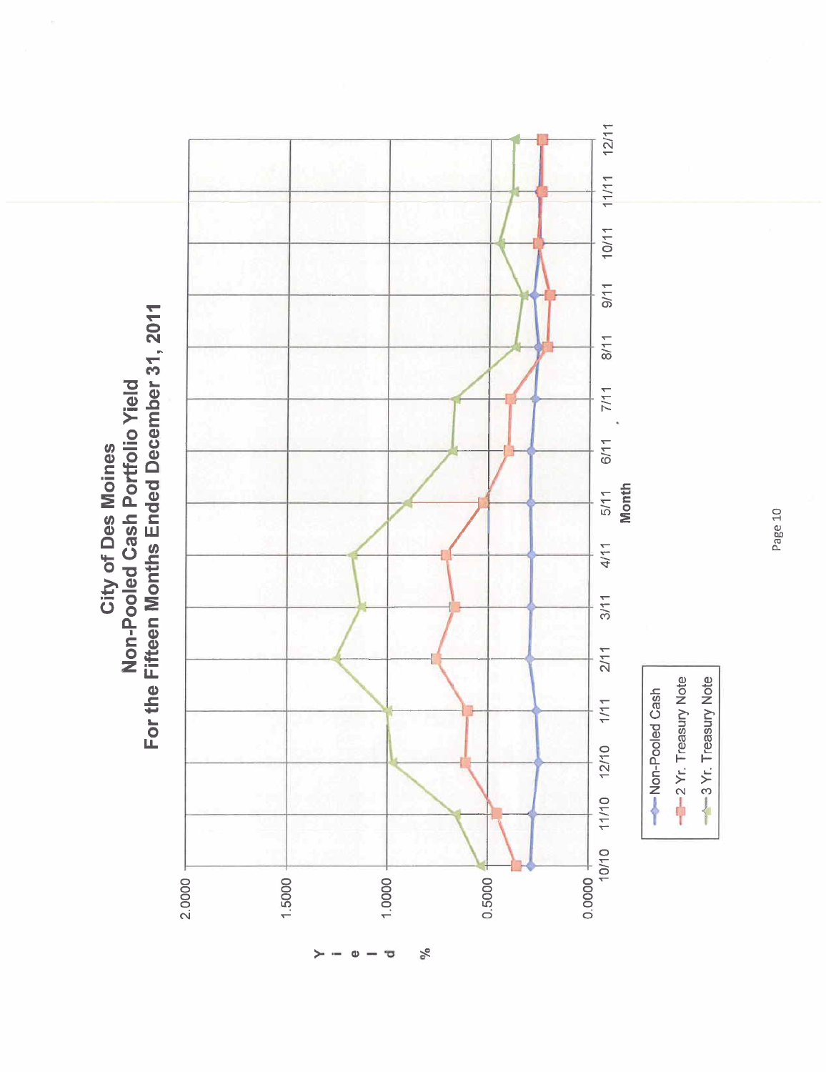# City of Des Moines
## Non-Pooled Cash Portfolio Yield
## For the Fifteen Months Ended December 31, 2011

Yield %

2.0000
1.5000
1.0000
0.5000
0.0000

10/10 11/10 12/10 1/11 2/11 3/11 4/11 5/11 6/11 7/11 8/11 9/11 10/11 11/11 12/11

Month

Non-Pooled Cash
2 Yr. Treasury Note
3 Yr. Treasury Note